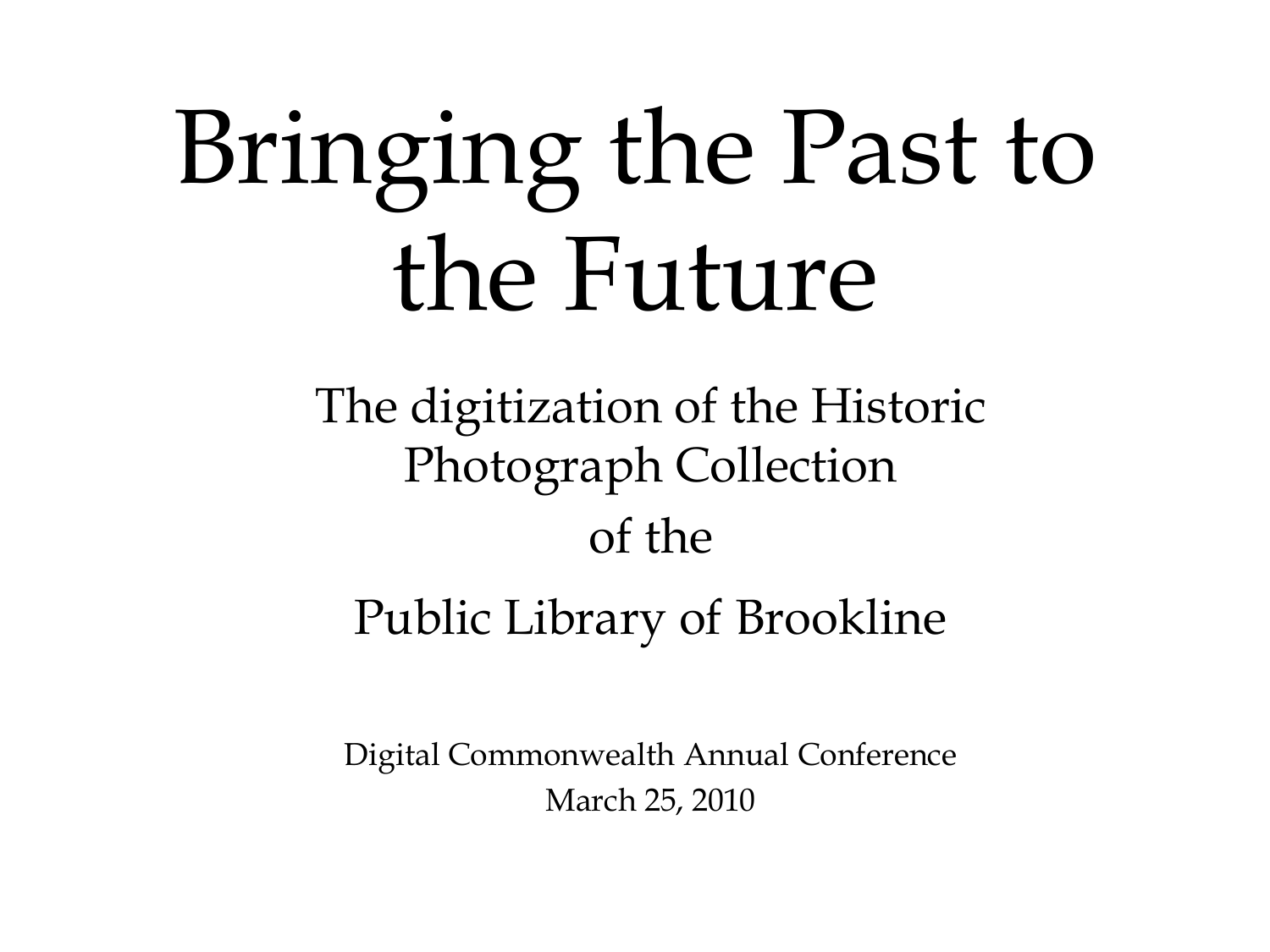# Bringing the Past to the Future

## The digitization of the Historic Photograph Collection

## of the

## Public Library of Brookline

Digital Commonwealth Annual Conference

March 25, 2010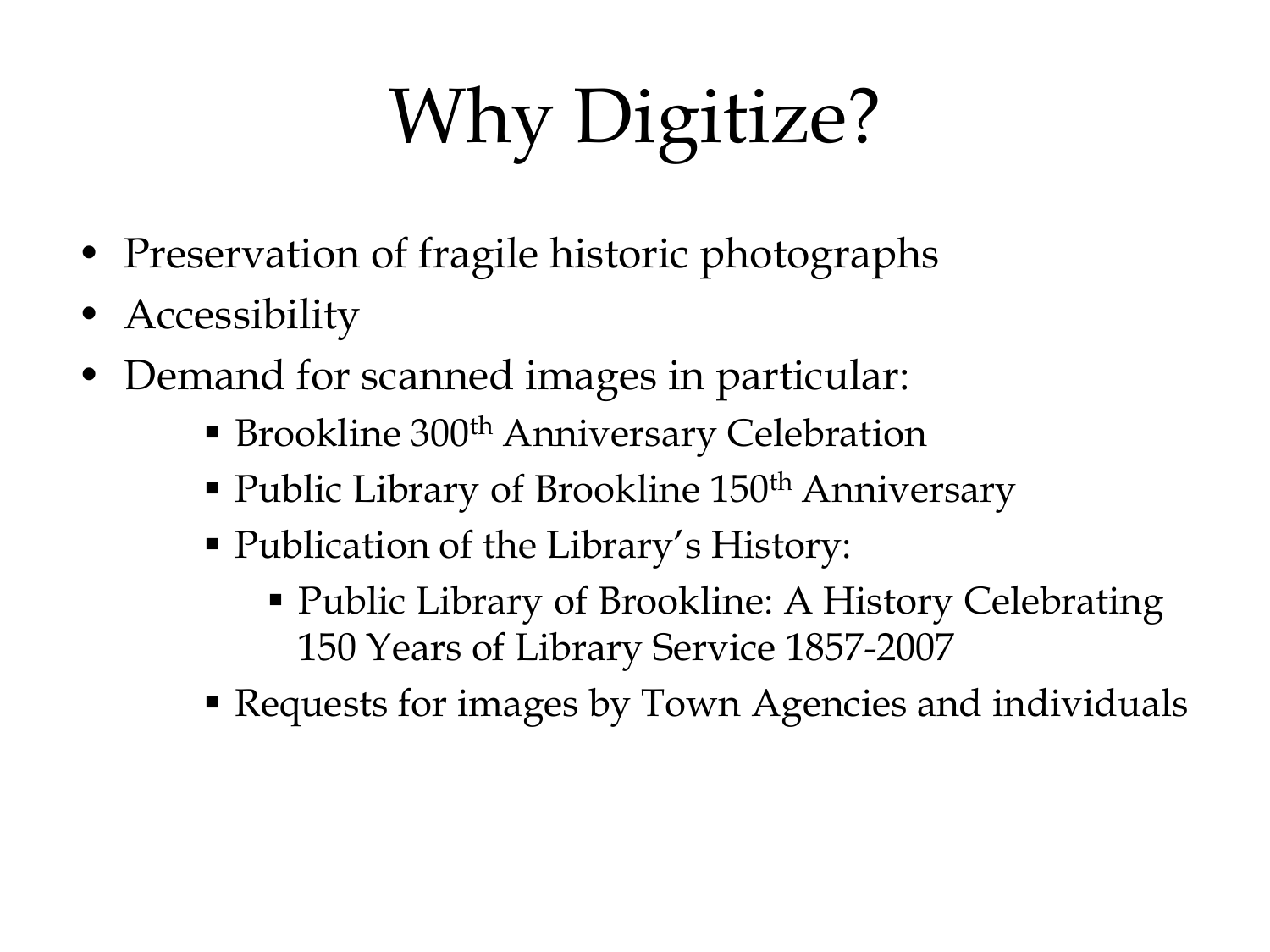# Why Digitize?

- Preservation of fragile historic photographs
- Accessibility
- Demand for scanned images in particular:
  - Brookline 300$^{th}$ Anniversary Celebration
  - Public Library of Brookline 150$^{th}$ Anniversary
  - Publication of the Library's History:
    - Public Library of Brookline: A History Celebrating 150 Years of Library Service 1857-2007
  - Requests for images by Town Agencies and individuals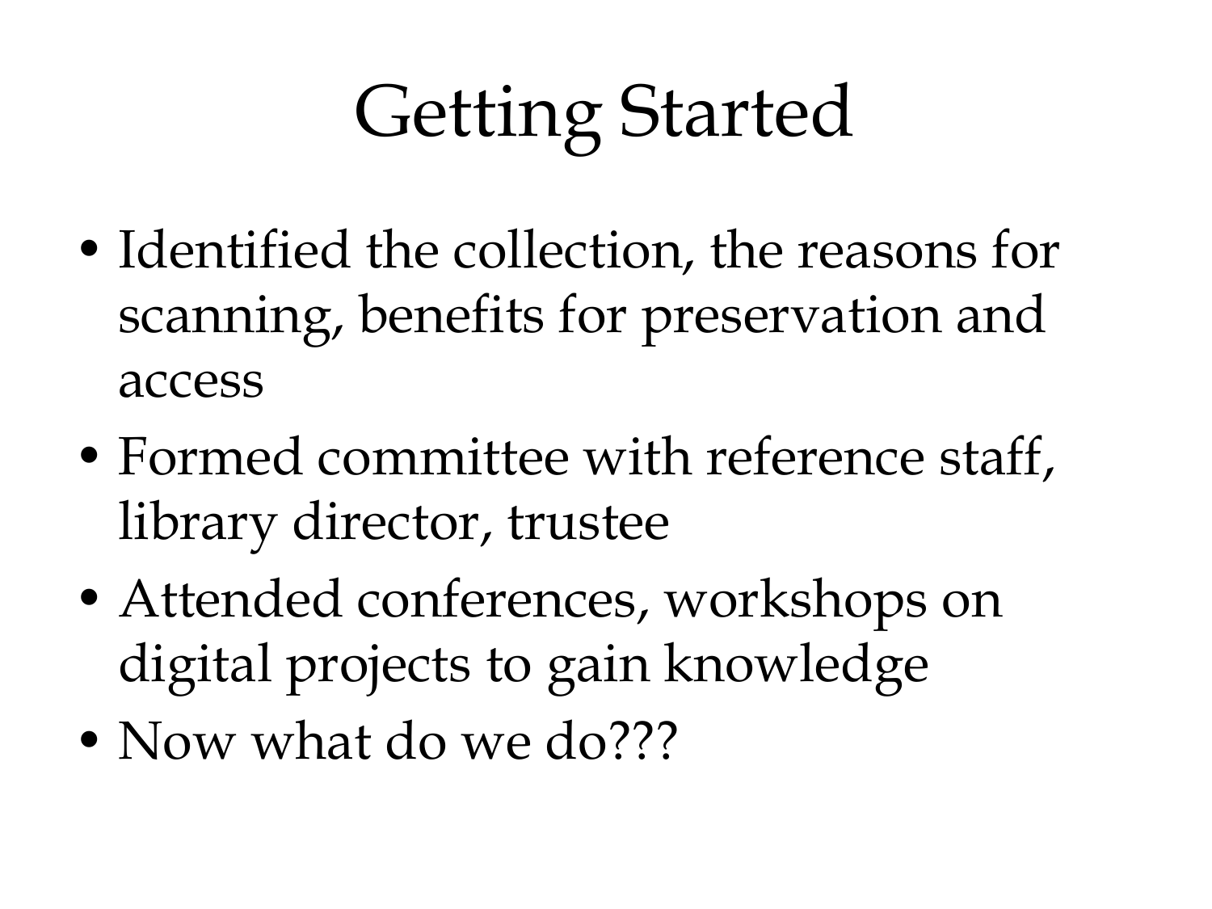# Getting Started

- Identified the collection, the reasons for scanning, benefits for preservation and access
- Formed committee with reference staff, library director, trustee
- Attended conferences, workshops on digital projects to gain knowledge
- Now what do we do???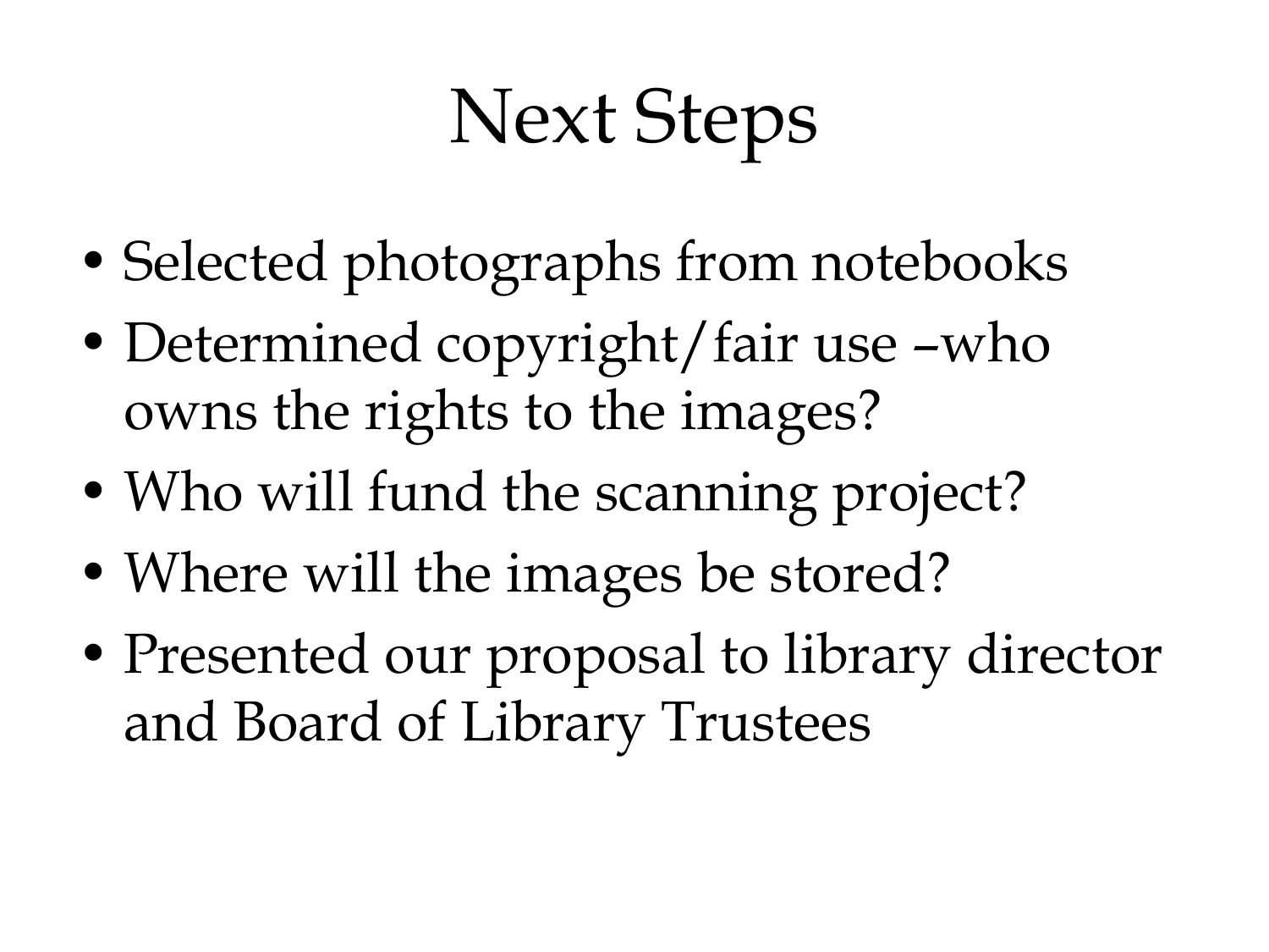# Next Steps

- Selected photographs from notebooks
- Determined copyright/fair use –who owns the rights to the images?
- Who will fund the scanning project?
- Where will the images be stored?
- Presented our proposal to library director and Board of Library Trustees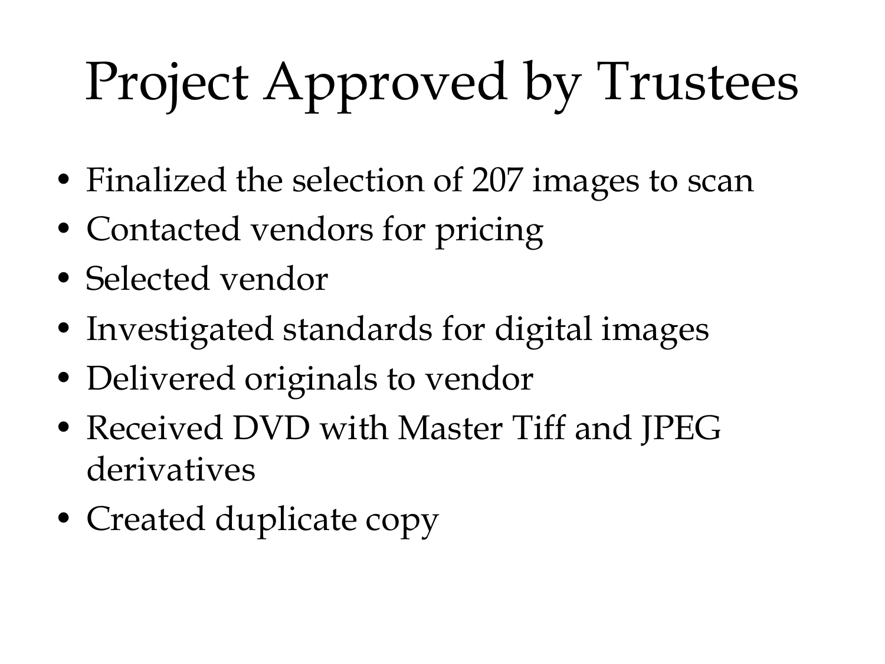# Project Approved by Trustees

- Finalized the selection of 207 images to scan
- Contacted vendors for pricing
- Selected vendor
- Investigated standards for digital images
- Delivered originals to vendor
- Received DVD with Master Tiff and JPEG derivatives
- Created duplicate copy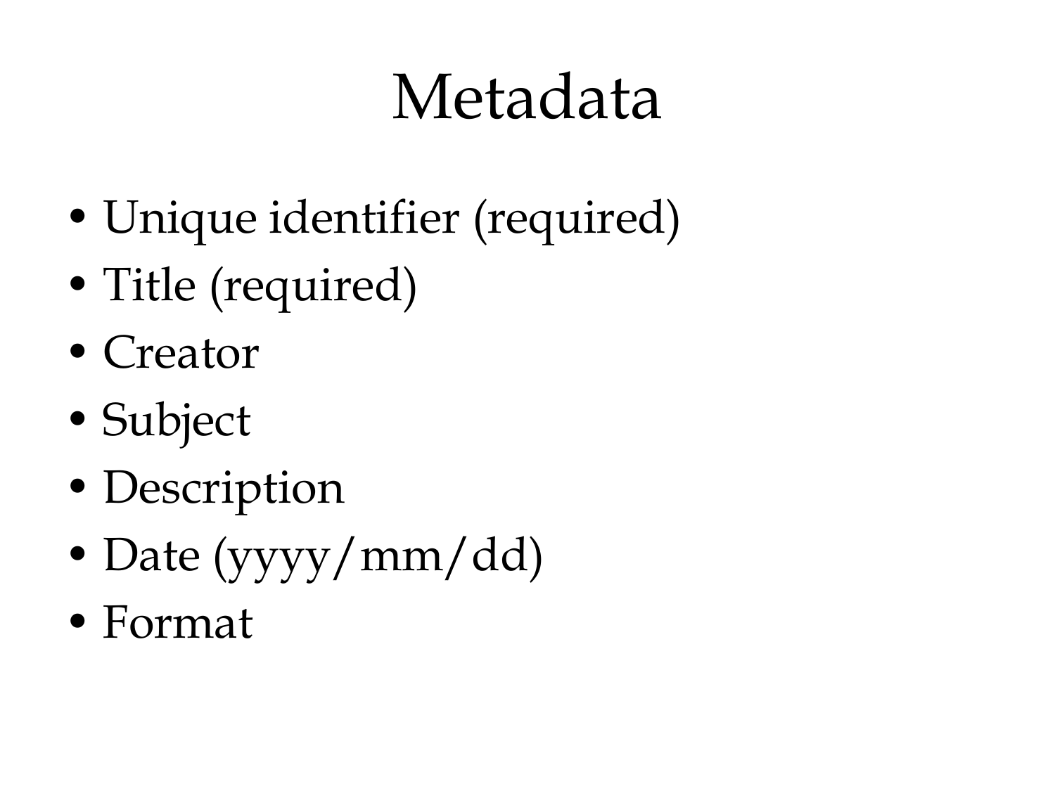# Metadata

- Unique identifier (required)
- Title (required)
- Creator
- Subject
- Description
- Date (yyyy/mm/dd)
- Format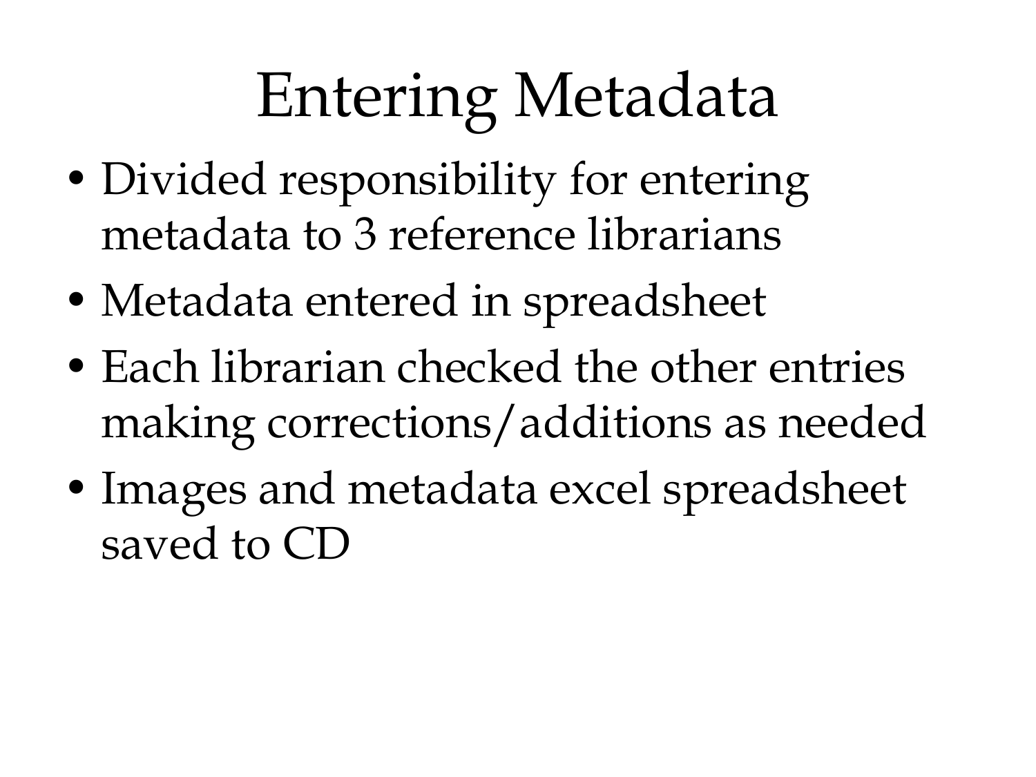# Entering Metadata

- Divided responsibility for entering metadata to 3 reference librarians
- Metadata entered in spreadsheet
- Each librarian checked the other entries making corrections/additions as needed
- Images and metadata excel spreadsheet saved to CD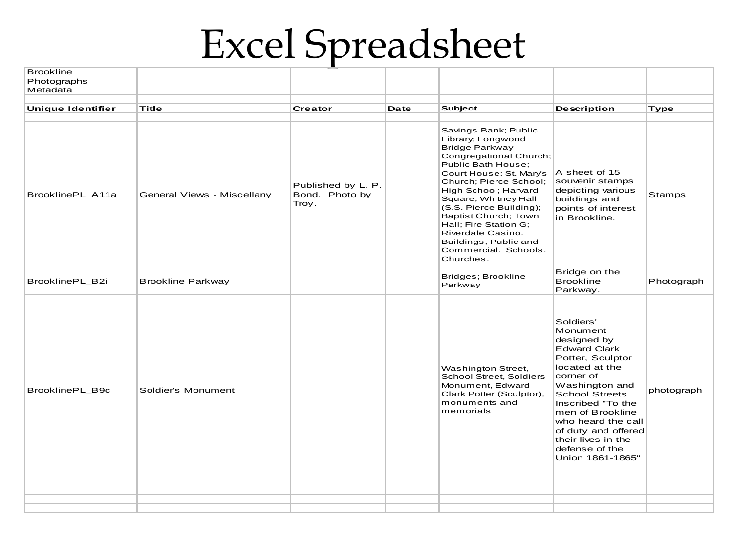# Excel Spreadsheet

| Brookline Photographs Metadata | | | | | | |
|---|---|---|---|---|---|---|
| **Unique Identifier** | **Title** | **Creator** | **Date** | **Subject** | **Description** | **Type** |
| BrooklinePL_A11a | General Views - Miscellany | Published by L. P. Bond. Photo by Troy. | | Savings Bank; Public Library; Longwood Bridge Parkway Congregational Church; Public Bath House; Court House; St. Mary's Church; Pierce School; High School; Harvard Square; Whitney Hall (S.S. Pierce Building); Baptist Church; Town Hall; Fire Station G; Riverdale Casino. Buildings, Public and Commercial. Schools. Churches. | A sheet of 15 souvenir stamps depicting various buildings and points of interest in Brookline. | Stamps |
| BrooklinePL_B2i | Brookline Parkway | | | Bridges; Brookline Parkway | Bridge on the Brookline Parkway. | Photograph |
| BrooklinePL_B9c | Soldier's Monument | | | Washington Street, School Street, Soldiers Monument, Edward Clark Potter (Sculptor), monuments and memorials | Soldiers' Monument designed by Edward Clark Potter, Sculptor located at the corner of Washington and School Streets. Inscribed "To the men of Brookline who heard the call of duty and offered their lives in the defense of the Union 1861-1865" | photograph |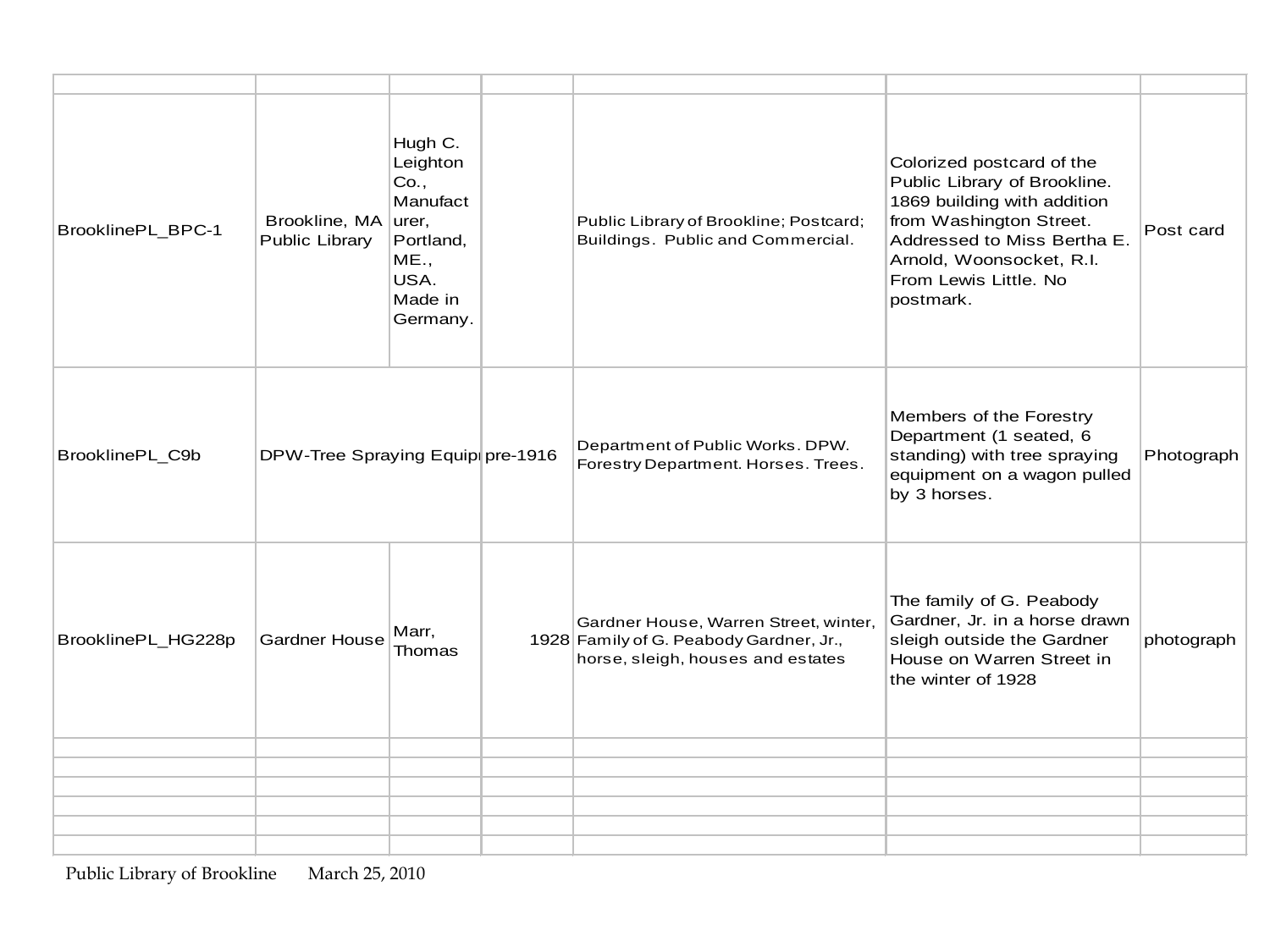| | | | | | | |
|---|---|---|---|---|---|---|
| BrooklinePL_BPC-1 | Brookline, MA Public Library | Hugh C. Leighton Co., Manufacturer, Portland, ME., USA. Made in Germany. | | Public Library of Brookline; Postcard; Buildings. Public and Commercial. | Colorized postcard of the Public Library of Brookline. 1869 building with addition from Washington Street. Addressed to Miss Bertha E. Arnold, Woonsocket, R.I. From Lewis Little. No postmark. | Post card |
| BrooklinePL_C9b | DPW-Tree Spraying Equipı | | pre-1916 | Department of Public Works. DPW. Forestry Department. Horses. Trees. | Members of the Forestry Department (1 seated, 6 standing) with tree spraying equipment on a wagon pulled by 3 horses. | Photograph |
| BrooklinePL_HG228p | Gardner House | Marr, Thomas | 1928 | Gardner House, Warren Street, winter, Family of G. Peabody Gardner, Jr., horse, sleigh, houses and estates | The family of G. Peabody Gardner, Jr. in a horse drawn sleigh outside the Gardner House on Warren Street in the winter of 1928 | photograph |
| | | | | | | |
| | | | | | | |
| | | | | | | |
| | | | | | | |
| | | | | | | |
| | | | | | | |

Public Library of Brookline March 25, 2010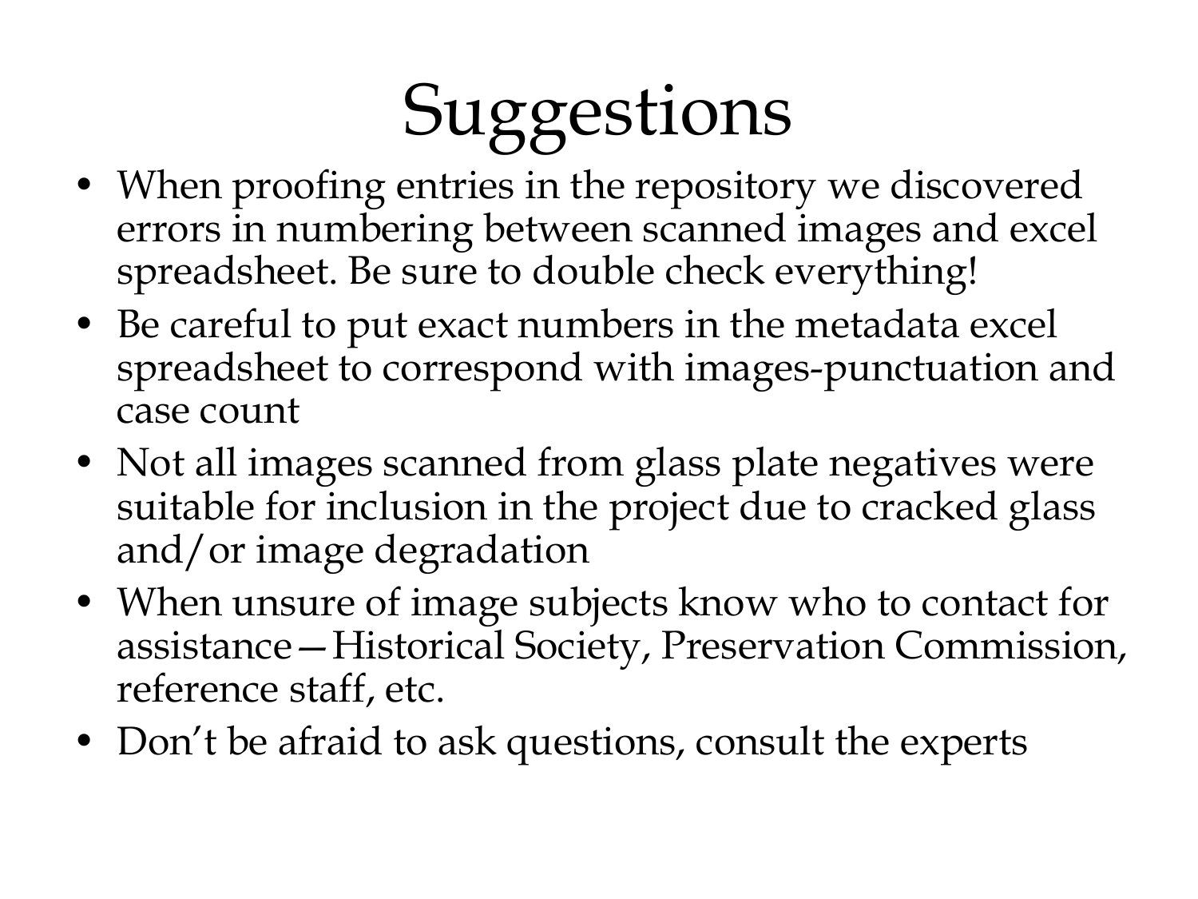# Suggestions

- When proofing entries in the repository we discovered errors in numbering between scanned images and excel spreadsheet. Be sure to double check everything!
- Be careful to put exact numbers in the metadata excel spreadsheet to correspond with images-punctuation and case count
- Not all images scanned from glass plate negatives were suitable for inclusion in the project due to cracked glass and/or image degradation
- When unsure of image subjects know who to contact for assistance—Historical Society, Preservation Commission, reference staff, etc.
- Don't be afraid to ask questions, consult the experts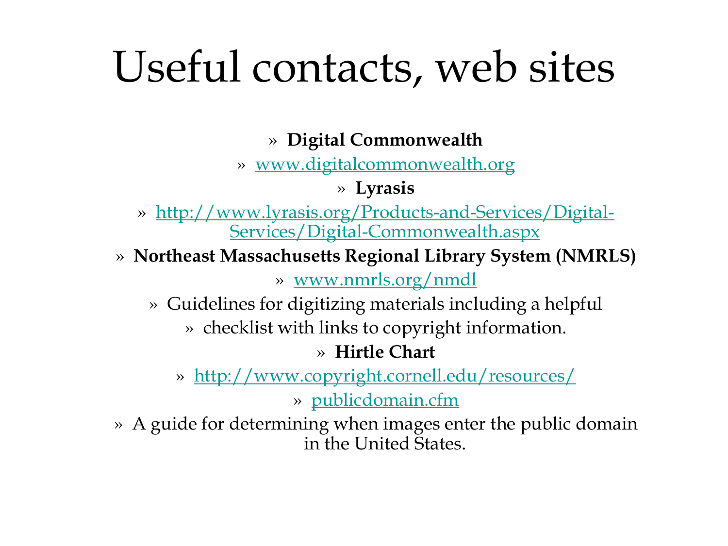# Useful contacts, web sites

- **Digital Commonwealth**
- www.digitalcommonwealth.org
- **Lyrasis**
- http://www.lyrasis.org/Products-and-Services/Digital-Services/Digital-Commonwealth.aspx
- **Northeast Massachusetts Regional Library System (NMRLS)**
- www.nmrls.org/nmdl
- Guidelines for digitizing materials including a helpful
- checklist with links to copyright information.
- **Hirtle Chart**
- http://www.copyright.cornell.edu/resources/
- publicdomain.cfm
- A guide for determining when images enter the public domain in the United States.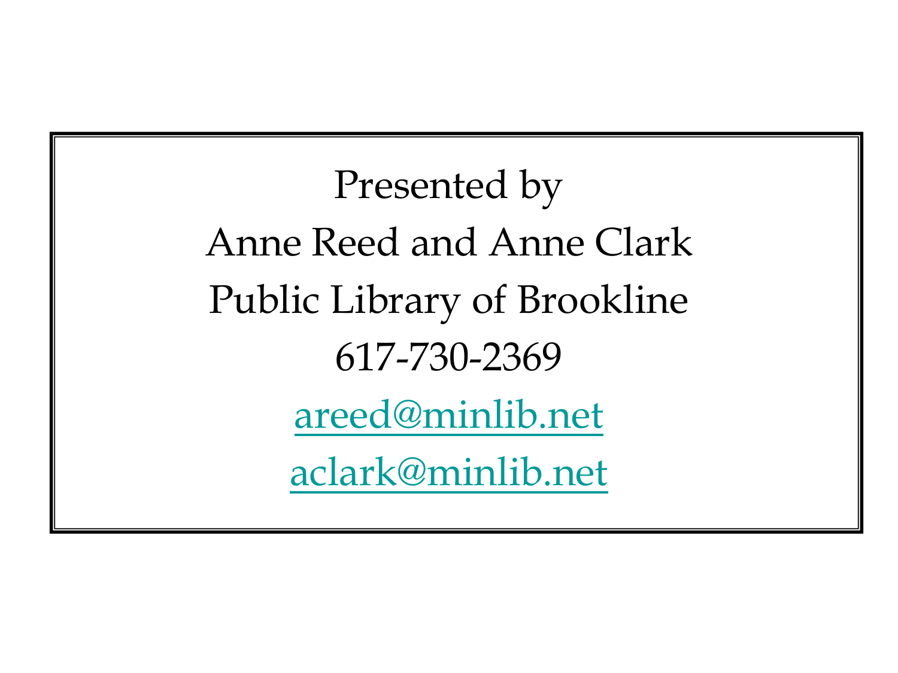Presented by

Anne Reed and Anne Clark

Public Library of Brookline

617-730-2369

areed@minlib.net

aclark@minlib.net